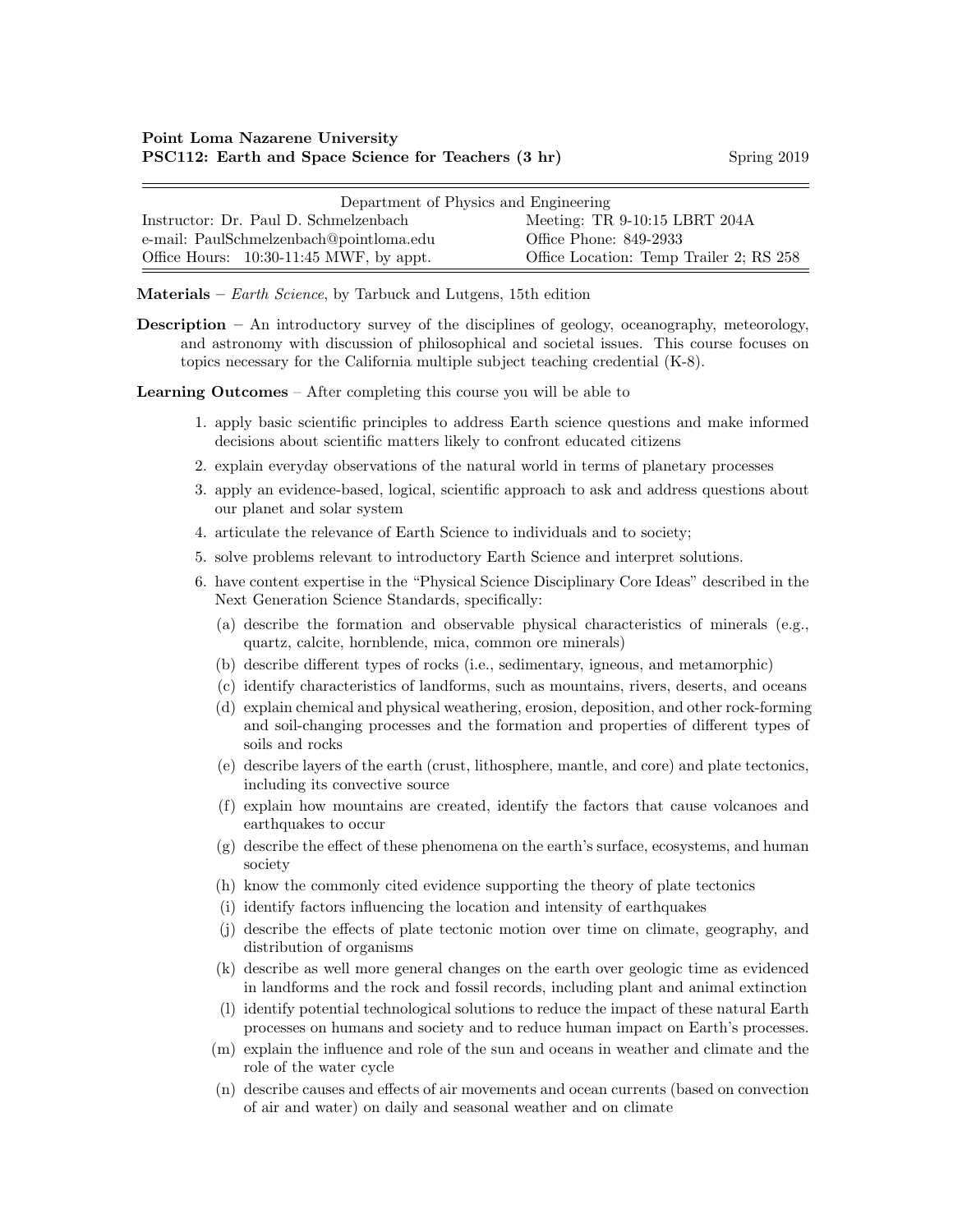**Point Loma Nazarene University**
**PSC112: Earth and Space Science for Teachers (3 hr)** Spring 2019

| Department of Physics and Engineering | |
|---|---|
| Instructor: Dr. Paul D. Schmelzenbach | Meeting: TR 9-10:15 LBRT 204A |
| e-mail: PaulSchmelzenbach@pointloma.edu | Office Phone: 849-2933 |
| Office Hours: 10:30-11:45 MWF, by appt. | Office Location: Temp Trailer 2; RS 258 |

**Materials** – *Earth Science*, by Tarbuck and Lutgens, 15th edition

**Description** – An introductory survey of the disciplines of geology, oceanography, meteorology, and astronomy with discussion of philosophical and societal issues. This course focuses on topics necessary for the California multiple subject teaching credential (K-8).

**Learning Outcomes** – After completing this course you will be able to

1. apply basic scientific principles to address Earth science questions and make informed decisions about scientific matters likely to confront educated citizens
2. explain everyday observations of the natural world in terms of planetary processes
3. apply an evidence-based, logical, scientific approach to ask and address questions about our planet and solar system
4. articulate the relevance of Earth Science to individuals and to society;
5. solve problems relevant to introductory Earth Science and interpret solutions.
6. have content expertise in the "Physical Science Disciplinary Core Ideas" described in the Next Generation Science Standards, specifically:
   (a) describe the formation and observable physical characteristics of minerals (e.g., quartz, calcite, hornblende, mica, common ore minerals)
   (b) describe different types of rocks (i.e., sedimentary, igneous, and metamorphic)
   (c) identify characteristics of landforms, such as mountains, rivers, deserts, and oceans
   (d) explain chemical and physical weathering, erosion, deposition, and other rock-forming and soil-changing processes and the formation and properties of different types of soils and rocks
   (e) describe layers of the earth (crust, lithosphere, mantle, and core) and plate tectonics, including its convective source
   (f) explain how mountains are created, identify the factors that cause volcanoes and earthquakes to occur
   (g) describe the effect of these phenomena on the earth's surface, ecosystems, and human society
   (h) know the commonly cited evidence supporting the theory of plate tectonics
   (i) identify factors influencing the location and intensity of earthquakes
   (j) describe the effects of plate tectonic motion over time on climate, geography, and distribution of organisms
   (k) describe as well more general changes on the earth over geologic time as evidenced in landforms and the rock and fossil records, including plant and animal extinction
   (l) identify potential technological solutions to reduce the impact of these natural Earth processes on humans and society and to reduce human impact on Earth's processes.
   (m) explain the influence and role of the sun and oceans in weather and climate and the role of the water cycle
   (n) describe causes and effects of air movements and ocean currents (based on convection of air and water) on daily and seasonal weather and on climate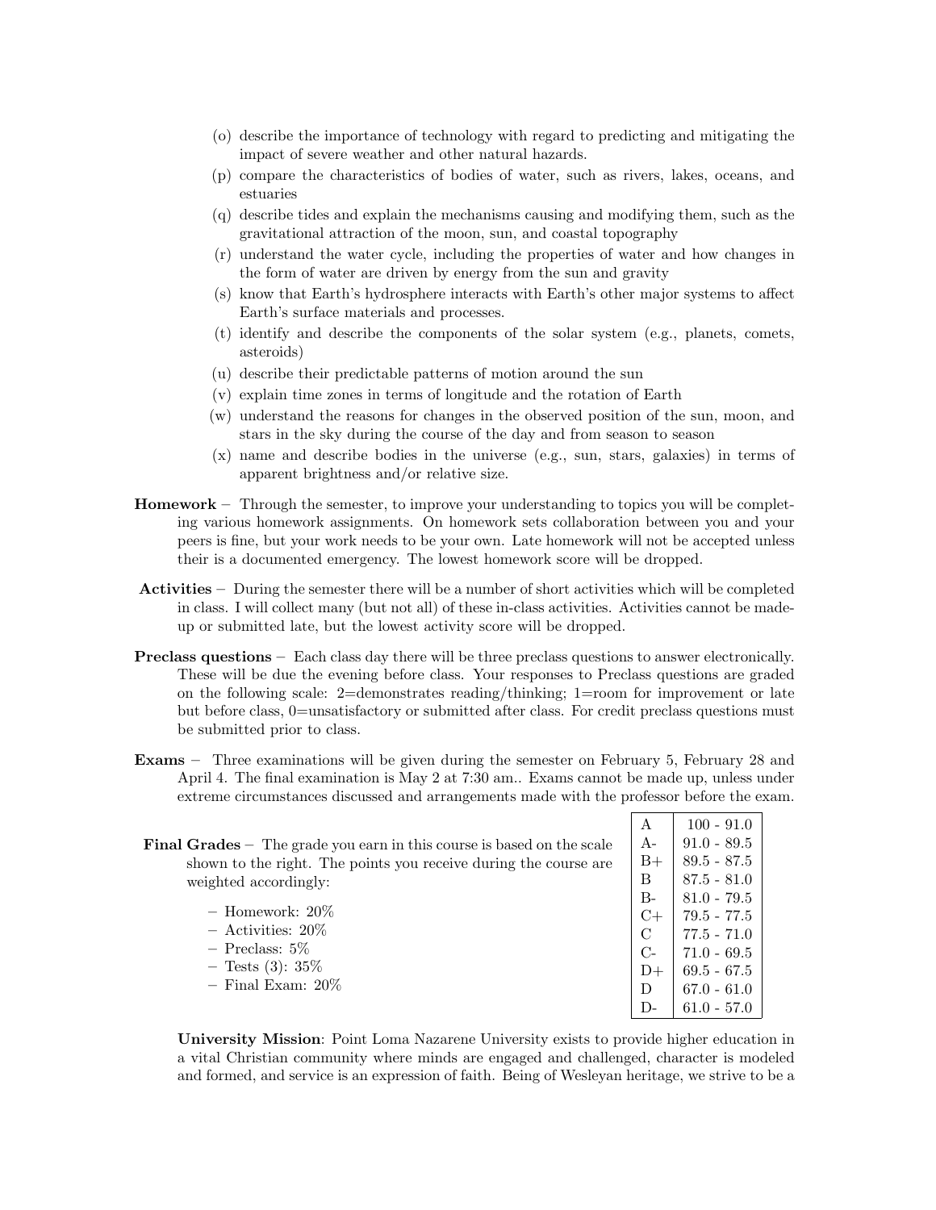(o) describe the importance of technology with regard to predicting and mitigating the impact of severe weather and other natural hazards.

(p) compare the characteristics of bodies of water, such as rivers, lakes, oceans, and estuaries

(q) describe tides and explain the mechanisms causing and modifying them, such as the gravitational attraction of the moon, sun, and coastal topography

(r) understand the water cycle, including the properties of water and how changes in the form of water are driven by energy from the sun and gravity

(s) know that Earth's hydrosphere interacts with Earth's other major systems to affect Earth's surface materials and processes.

(t) identify and describe the components of the solar system (e.g., planets, comets, asteroids)

(u) describe their predictable patterns of motion around the sun

(v) explain time zones in terms of longitude and the rotation of Earth

(w) understand the reasons for changes in the observed position of the sun, moon, and stars in the sky during the course of the day and from season to season

(x) name and describe bodies in the universe (e.g., sun, stars, galaxies) in terms of apparent brightness and/or relative size.

**Homework** – Through the semester, to improve your understanding to topics you will be completing various homework assignments. On homework sets collaboration between you and your peers is fine, but your work needs to be your own. Late homework will not be accepted unless their is a documented emergency. The lowest homework score will be dropped.

**Activities** – During the semester there will be a number of short activities which will be completed in class. I will collect many (but not all) of these in-class activities. Activities cannot be made-up or submitted late, but the lowest activity score will be dropped.

**Preclass questions** – Each class day there will be three preclass questions to answer electronically. These will be due the evening before class. Your responses to Preclass questions are graded on the following scale: 2=demonstrates reading/thinking; 1=room for improvement or late but before class, 0=unsatisfactory or submitted after class. For credit preclass questions must be submitted prior to class.

**Exams** – Three examinations will be given during the semester on February 5, February 28 and April 4. The final examination is May 2 at 7:30 am.. Exams cannot be made up, unless under extreme circumstances discussed and arrangements made with the professor before the exam.

**Final Grades** – The grade you earn in this course is based on the scale shown to the right. The points you receive during the course are weighted accordingly:

- Homework: 20%
- Activities: 20%
- Preclass: 5%
- Tests (3): 35%
- Final Exam: 20%

| Grade | Range |
|---|---|
| A | 100 - 91.0 |
| A- | 91.0 - 89.5 |
| B+ | 89.5 - 87.5 |
| B | 87.5 - 81.0 |
| B- | 81.0 - 79.5 |
| C+ | 79.5 - 77.5 |
| C | 77.5 - 71.0 |
| C- | 71.0 - 69.5 |
| D+ | 69.5 - 67.5 |
| D | 67.0 - 61.0 |
| D- | 61.0 - 57.0 |

**University Mission**: Point Loma Nazarene University exists to provide higher education in a vital Christian community where minds are engaged and challenged, character is modeled and formed, and service is an expression of faith. Being of Wesleyan heritage, we strive to be a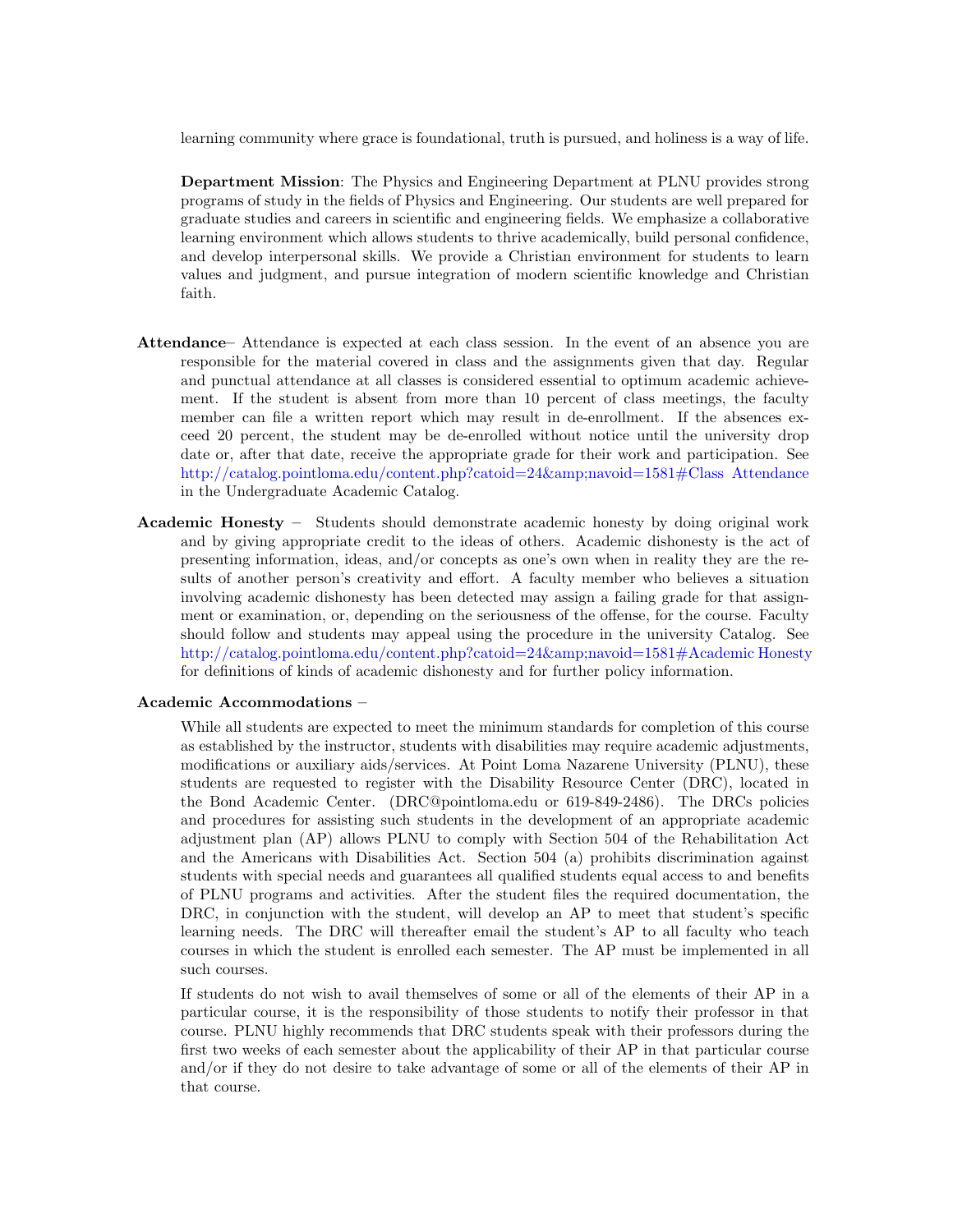learning community where grace is foundational, truth is pursued, and holiness is a way of life.

**Department Mission**: The Physics and Engineering Department at PLNU provides strong programs of study in the fields of Physics and Engineering. Our students are well prepared for graduate studies and careers in scientific and engineering fields. We emphasize a collaborative learning environment which allows students to thrive academically, build personal confidence, and develop interpersonal skills. We provide a Christian environment for students to learn values and judgment, and pursue integration of modern scientific knowledge and Christian faith.

**Attendance**– Attendance is expected at each class session. In the event of an absence you are responsible for the material covered in class and the assignments given that day. Regular and punctual attendance at all classes is considered essential to optimum academic achievement. If the student is absent from more than 10 percent of class meetings, the faculty member can file a written report which may result in de-enrollment. If the absences exceed 20 percent, the student may be de-enrolled without notice until the university drop date or, after that date, receive the appropriate grade for their work and participation. See http://catalog.pointloma.edu/content.php?catoid=24&amp;navoid=1581#Class Attendance in the Undergraduate Academic Catalog.

**Academic Honesty** – Students should demonstrate academic honesty by doing original work and by giving appropriate credit to the ideas of others. Academic dishonesty is the act of presenting information, ideas, and/or concepts as one's own when in reality they are the results of another person's creativity and effort. A faculty member who believes a situation involving academic dishonesty has been detected may assign a failing grade for that assignment or examination, or, depending on the seriousness of the offense, for the course. Faculty should follow and students may appeal using the procedure in the university Catalog. See http://catalog.pointloma.edu/content.php?catoid=24&amp;navoid=1581#Academic Honesty for definitions of kinds of academic dishonesty and for further policy information.

**Academic Accommodations** –

While all students are expected to meet the minimum standards for completion of this course as established by the instructor, students with disabilities may require academic adjustments, modifications or auxiliary aids/services. At Point Loma Nazarene University (PLNU), these students are requested to register with the Disability Resource Center (DRC), located in the Bond Academic Center. (DRC@pointloma.edu or 619-849-2486). The DRCs policies and procedures for assisting such students in the development of an appropriate academic adjustment plan (AP) allows PLNU to comply with Section 504 of the Rehabilitation Act and the Americans with Disabilities Act. Section 504 (a) prohibits discrimination against students with special needs and guarantees all qualified students equal access to and benefits of PLNU programs and activities. After the student files the required documentation, the DRC, in conjunction with the student, will develop an AP to meet that student's specific learning needs. The DRC will thereafter email the student's AP to all faculty who teach courses in which the student is enrolled each semester. The AP must be implemented in all such courses.

If students do not wish to avail themselves of some or all of the elements of their AP in a particular course, it is the responsibility of those students to notify their professor in that course. PLNU highly recommends that DRC students speak with their professors during the first two weeks of each semester about the applicability of their AP in that particular course and/or if they do not desire to take advantage of some or all of the elements of their AP in that course.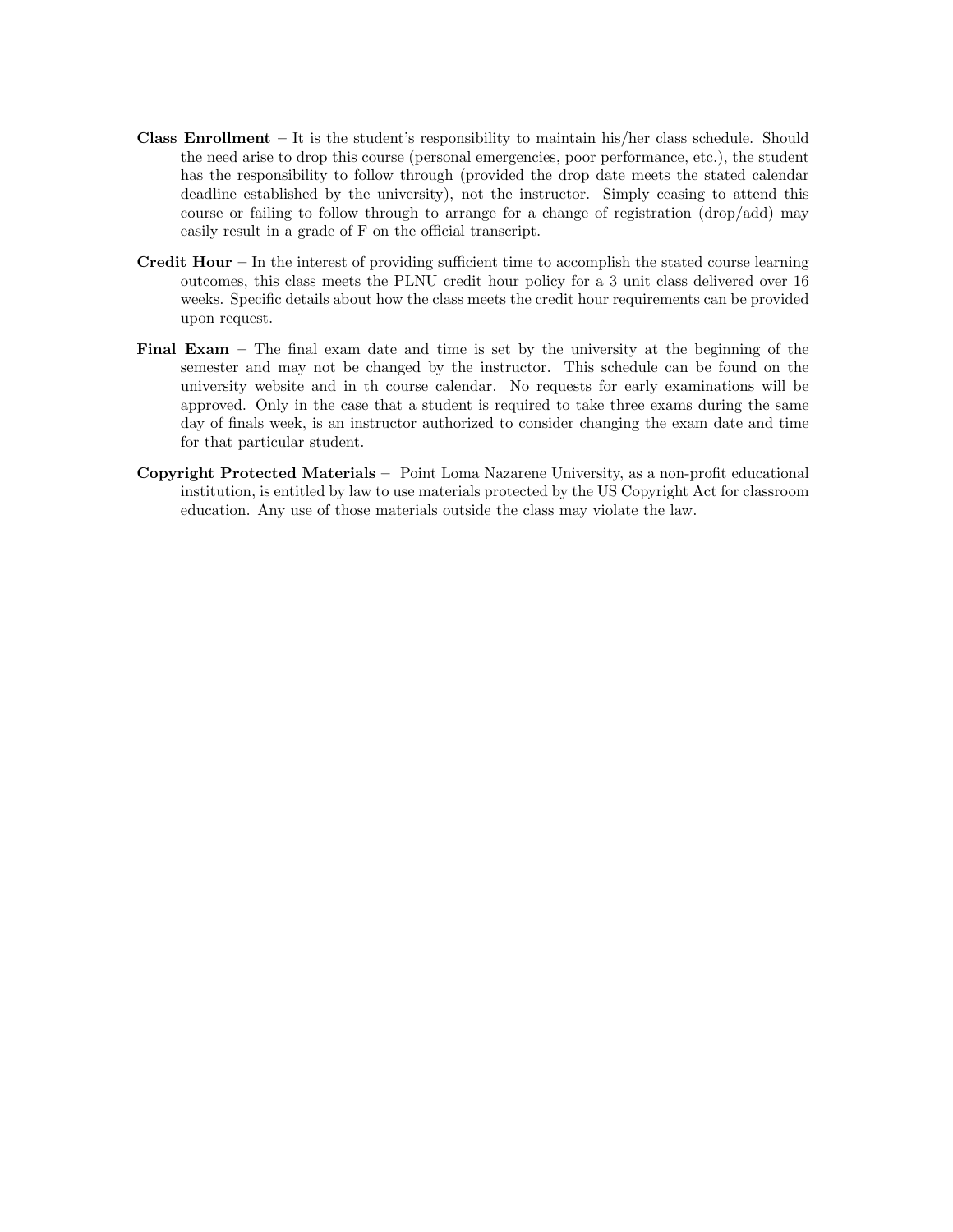**Class Enrollment** – It is the student's responsibility to maintain his/her class schedule. Should the need arise to drop this course (personal emergencies, poor performance, etc.), the student has the responsibility to follow through (provided the drop date meets the stated calendar deadline established by the university), not the instructor. Simply ceasing to attend this course or failing to follow through to arrange for a change of registration (drop/add) may easily result in a grade of F on the official transcript.

**Credit Hour** – In the interest of providing sufficient time to accomplish the stated course learning outcomes, this class meets the PLNU credit hour policy for a 3 unit class delivered over 16 weeks. Specific details about how the class meets the credit hour requirements can be provided upon request.

**Final Exam** – The final exam date and time is set by the university at the beginning of the semester and may not be changed by the instructor. This schedule can be found on the university website and in th course calendar. No requests for early examinations will be approved. Only in the case that a student is required to take three exams during the same day of finals week, is an instructor authorized to consider changing the exam date and time for that particular student.

**Copyright Protected Materials** – Point Loma Nazarene University, as a non-profit educational institution, is entitled by law to use materials protected by the US Copyright Act for classroom education. Any use of those materials outside the class may violate the law.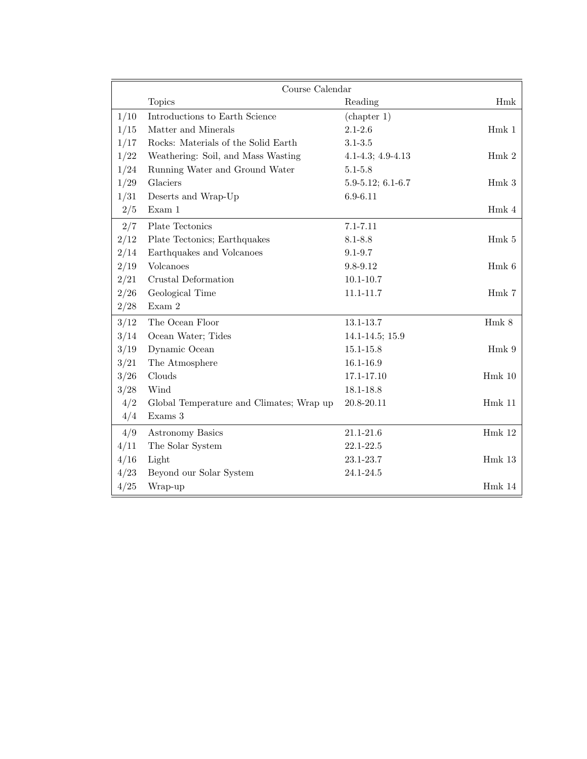| Course Calendar | | | |
|---|---|---|---|
| | Topics | Reading | Hmk |
| 1/10 | Introductions to Earth Science | (chapter 1) | |
| 1/15 | Matter and Minerals | 2.1-2.6 | Hmk 1 |
| 1/17 | Rocks: Materials of the Solid Earth | 3.1-3.5 | |
| 1/22 | Weathering: Soil, and Mass Wasting | 4.1-4.3; 4.9-4.13 | Hmk 2 |
| 1/24 | Running Water and Ground Water | 5.1-5.8 | |
| 1/29 | Glaciers | 5.9-5.12; 6.1-6.7 | Hmk 3 |
| 1/31 | Deserts and Wrap-Up | 6.9-6.11 | |
| 2/5 | Exam 1 | | Hmk 4 |
| 2/7 | Plate Tectonics | 7.1-7.11 | |
| 2/12 | Plate Tectonics; Earthquakes | 8.1-8.8 | Hmk 5 |
| 2/14 | Earthquakes and Volcanoes | 9.1-9.7 | |
| 2/19 | Volcanoes | 9.8-9.12 | Hmk 6 |
| 2/21 | Crustal Deformation | 10.1-10.7 | |
| 2/26 | Geological Time | 11.1-11.7 | Hmk 7 |
| 2/28 | Exam 2 | | |
| 3/12 | The Ocean Floor | 13.1-13.7 | Hmk 8 |
| 3/14 | Ocean Water; Tides | 14.1-14.5; 15.9 | |
| 3/19 | Dynamic Ocean | 15.1-15.8 | Hmk 9 |
| 3/21 | The Atmosphere | 16.1-16.9 | |
| 3/26 | Clouds | 17.1-17.10 | Hmk 10 |
| 3/28 | Wind | 18.1-18.8 | |
| 4/2 | Global Temperature and Climates; Wrap up | 20.8-20.11 | Hmk 11 |
| 4/4 | Exams 3 | | |
| 4/9 | Astronomy Basics | 21.1-21.6 | Hmk 12 |
| 4/11 | The Solar System | 22.1-22.5 | |
| 4/16 | Light | 23.1-23.7 | Hmk 13 |
| 4/23 | Beyond our Solar System | 24.1-24.5 | |
| 4/25 | Wrap-up | | Hmk 14 |